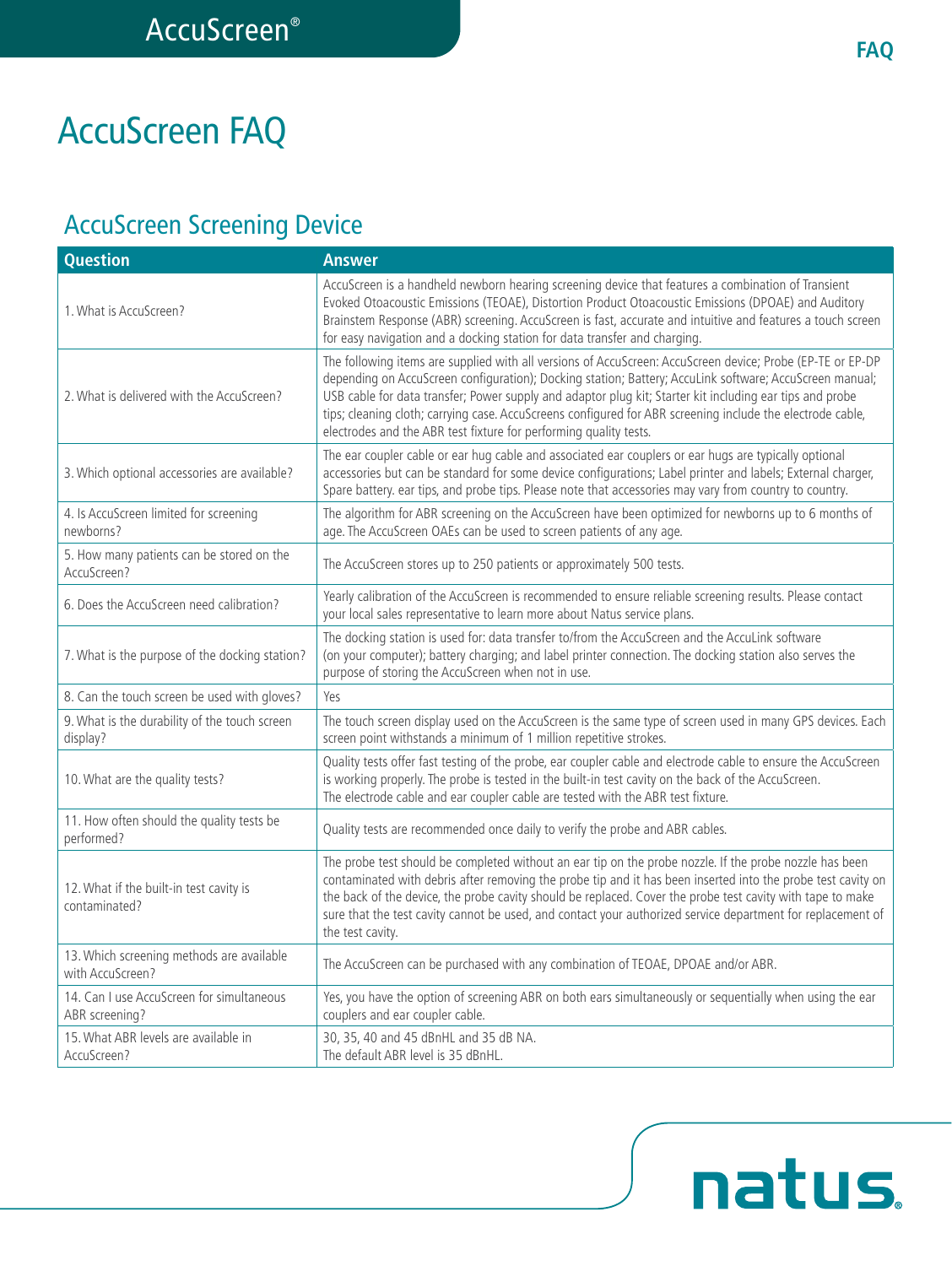# AccuScreen FAQ

## AccuScreen Screening Device

| Question | Answer |
|---|---|
| 1. What is AccuScreen? | AccuScreen is a handheld newborn hearing screening device that features a combination of Transient Evoked Otoacoustic Emissions (TEOAE), Distortion Product Otoacoustic Emissions (DPOAE) and Auditory Brainstem Response (ABR) screening. AccuScreen is fast, accurate and intuitive and features a touch screen for easy navigation and a docking station for data transfer and charging. |
| 2. What is delivered with the AccuScreen? | The following items are supplied with all versions of AccuScreen: AccuScreen device; Probe (EP-TE or EP-DP depending on AccuScreen configuration); Docking station; Battery; AccuLink software; AccuScreen manual; USB cable for data transfer; Power supply and adaptor plug kit; Starter kit including ear tips and probe tips; cleaning cloth; carrying case. AccuScreens configured for ABR screening include the electrode cable, electrodes and the ABR test fixture for performing quality tests. |
| 3. Which optional accessories are available? | The ear coupler cable or ear hug cable and associated ear couplers or ear hugs are typically optional accessories but can be standard for some device configurations; Label printer and labels; External charger, Spare battery. ear tips, and probe tips. Please note that accessories may vary from country to country. |
| 4. Is AccuScreen limited for screening newborns? | The algorithm for ABR screening on the AccuScreen have been optimized for newborns up to 6 months of age. The AccuScreen OAEs can be used to screen patients of any age. |
| 5. How many patients can be stored on the AccuScreen? | The AccuScreen stores up to 250 patients or approximately 500 tests. |
| 6. Does the AccuScreen need calibration? | Yearly calibration of the AccuScreen is recommended to ensure reliable screening results. Please contact your local sales representative to learn more about Natus service plans. |
| 7. What is the purpose of the docking station? | The docking station is used for: data transfer to/from the AccuScreen and the AccuLink software (on your computer); battery charging; and label printer connection. The docking station also serves the purpose of storing the AccuScreen when not in use. |
| 8. Can the touch screen be used with gloves? | Yes |
| 9. What is the durability of the touch screen display? | The touch screen display used on the AccuScreen is the same type of screen used in many GPS devices. Each screen point withstands a minimum of 1 million repetitive strokes. |
| 10. What are the quality tests? | Quality tests offer fast testing of the probe, ear coupler cable and electrode cable to ensure the AccuScreen is working properly. The probe is tested in the built-in test cavity on the back of the AccuScreen. The electrode cable and ear coupler cable are tested with the ABR test fixture. |
| 11. How often should the quality tests be performed? | Quality tests are recommended once daily to verify the probe and ABR cables. |
| 12. What if the built-in test cavity is contaminated? | The probe test should be completed without an ear tip on the probe nozzle. If the probe nozzle has been contaminated with debris after removing the probe tip and it has been inserted into the probe test cavity on the back of the device, the probe cavity should be replaced. Cover the probe test cavity with tape to make sure that the test cavity cannot be used, and contact your authorized service department for replacement of the test cavity. |
| 13. Which screening methods are available with AccuScreen? | The AccuScreen can be purchased with any combination of TEOAE, DPOAE and/or ABR. |
| 14. Can I use AccuScreen for simultaneous ABR screening? | Yes, you have the option of screening ABR on both ears simultaneously or sequentially when using the ear couplers and ear coupler cable. |
| 15. What ABR levels are available in AccuScreen? | 30, 35, 40 and 45 dBnHL and 35 dB NA. The default ABR level is 35 dBnHL. |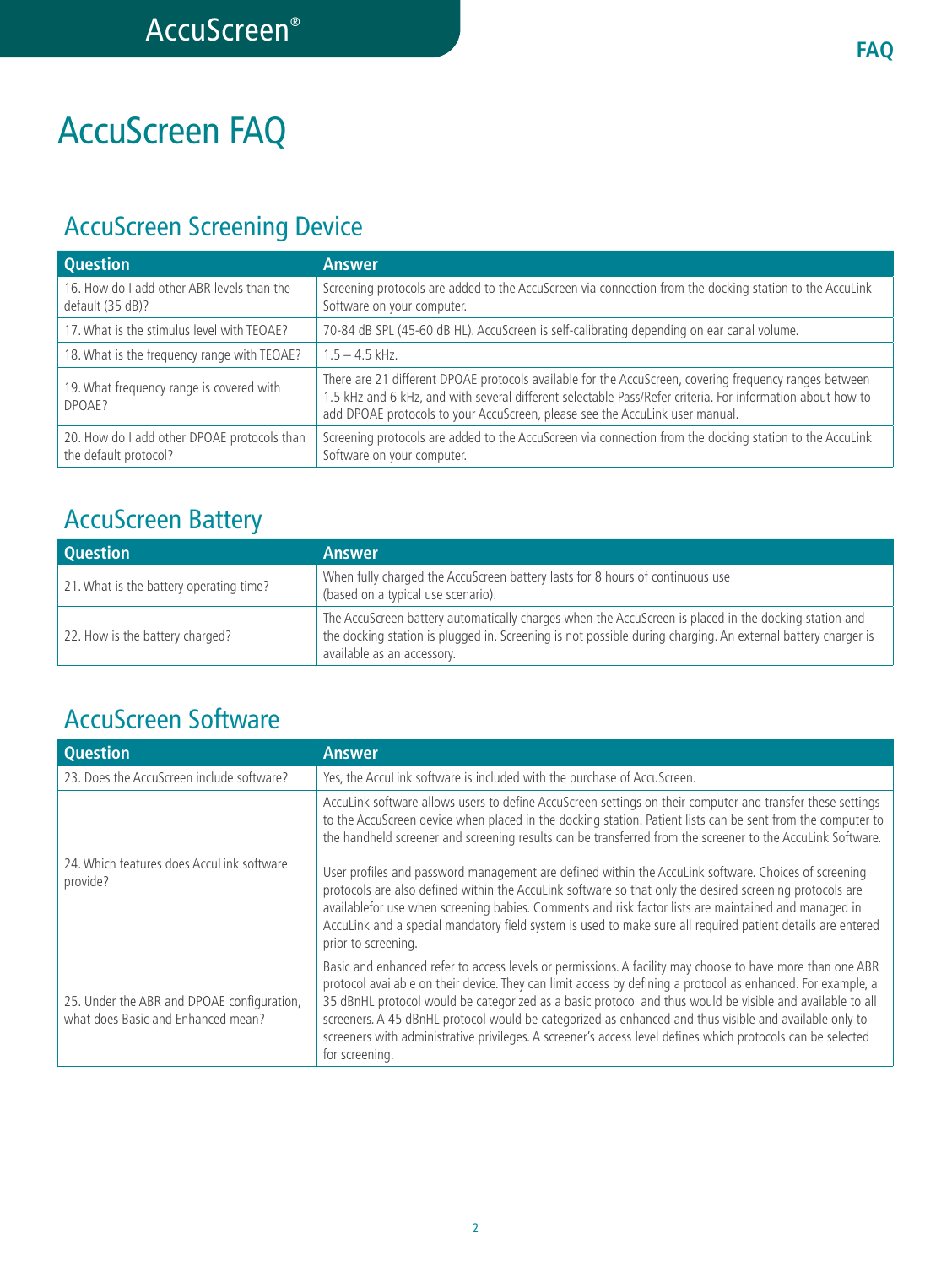# AccuScreen FAQ

## AccuScreen Screening Device

| Question | Answer |
|---|---|
| 16. How do I add other ABR levels than the default (35 dB)? | Screening protocols are added to the AccuScreen via connection from the docking station to the AccuLink Software on your computer. |
| 17. What is the stimulus level with TEOAE? | 70-84 dB SPL (45-60 dB HL). AccuScreen is self-calibrating depending on ear canal volume. |
| 18. What is the frequency range with TEOAE? | 1.5 – 4.5 kHz. |
| 19. What frequency range is covered with DPOAE? | There are 21 different DPOAE protocols available for the AccuScreen, covering frequency ranges between 1.5 kHz and 6 kHz, and with several different selectable Pass/Refer criteria. For information about how to add DPOAE protocols to your AccuScreen, please see the AccuLink user manual. |
| 20. How do I add other DPOAE protocols than the default protocol? | Screening protocols are added to the AccuScreen via connection from the docking station to the AccuLink Software on your computer. |

## AccuScreen Battery

| Question | Answer |
|---|---|
| 21. What is the battery operating time? | When fully charged the AccuScreen battery lasts for 8 hours of continuous use (based on a typical use scenario). |
| 22. How is the battery charged? | The AccuScreen battery automatically charges when the AccuScreen is placed in the docking station and the docking station is plugged in. Screening is not possible during charging. An external battery charger is available as an accessory. |

## AccuScreen Software

| Question | Answer |
|---|---|
| 23. Does the AccuScreen include software? | Yes, the AccuLink software is included with the purchase of AccuScreen. |
| 24. Which features does AccuLink software provide? | AccuLink software allows users to define AccuScreen settings on their computer and transfer these settings to the AccuScreen device when placed in the docking station. Patient lists can be sent from the computer to the handheld screener and screening results can be transferred from the screener to the AccuLink Software.<br><br>User profiles and password management are defined within the AccuLink software. Choices of screening protocols are also defined within the AccuLink software so that only the desired screening protocols are availablefor use when screening babies. Comments and risk factor lists are maintained and managed in AccuLink and a special mandatory field system is used to make sure all required patient details are entered prior to screening. |
| 25. Under the ABR and DPOAE configuration, what does Basic and Enhanced mean? | Basic and enhanced refer to access levels or permissions. A facility may choose to have more than one ABR protocol available on their device. They can limit access by defining a protocol as enhanced. For example, a 35 dBnHL protocol would be categorized as a basic protocol and thus would be visible and available to all screeners. A 45 dBnHL protocol would be categorized as enhanced and thus visible and available only to screeners with administrative privileges. A screener's access level defines which protocols can be selected for screening. |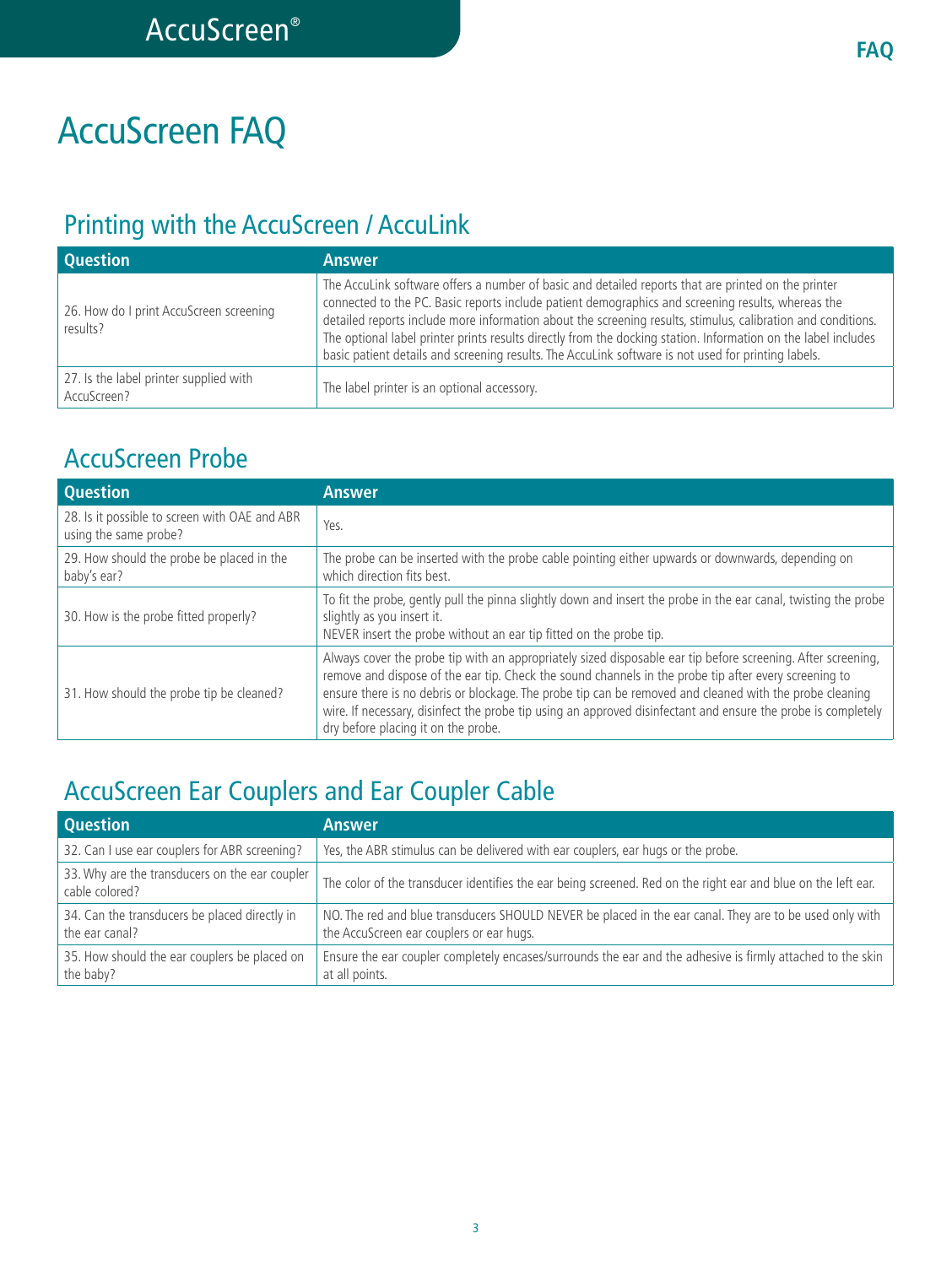# AccuScreen FAQ

## Printing with the AccuScreen / AccuLink

| Question | Answer |
| --- | --- |
| 26. How do I print AccuScreen screening results? | The AccuLink software offers a number of basic and detailed reports that are printed on the printer connected to the PC. Basic reports include patient demographics and screening results, whereas the detailed reports include more information about the screening results, stimulus, calibration and conditions. The optional label printer prints results directly from the docking station. Information on the label includes basic patient details and screening results. The AccuLink software is not used for printing labels. |
| 27. Is the label printer supplied with AccuScreen? | The label printer is an optional accessory. |

## AccuScreen Probe

| Question | Answer |
| --- | --- |
| 28. Is it possible to screen with OAE and ABR using the same probe? | Yes. |
| 29. How should the probe be placed in the baby's ear? | The probe can be inserted with the probe cable pointing either upwards or downwards, depending on which direction fits best. |
| 30. How is the probe fitted properly? | To fit the probe, gently pull the pinna slightly down and insert the probe in the ear canal, twisting the probe slightly as you insert it.<br>NEVER insert the probe without an ear tip fitted on the probe tip. |
| 31. How should the probe tip be cleaned? | Always cover the probe tip with an appropriately sized disposable ear tip before screening. After screening, remove and dispose of the ear tip. Check the sound channels in the probe tip after every screening to ensure there is no debris or blockage. The probe tip can be removed and cleaned with the probe cleaning wire. If necessary, disinfect the probe tip using an approved disinfectant and ensure the probe is completely dry before placing it on the probe. |

## AccuScreen Ear Couplers and Ear Coupler Cable

| Question | Answer |
| --- | --- |
| 32. Can I use ear couplers for ABR screening? | Yes, the ABR stimulus can be delivered with ear couplers, ear hugs or the probe. |
| 33. Why are the transducers on the ear coupler cable colored? | The color of the transducer identifies the ear being screened. Red on the right ear and blue on the left ear. |
| 34. Can the transducers be placed directly in the ear canal? | NO. The red and blue transducers SHOULD NEVER be placed in the ear canal. They are to be used only with the AccuScreen ear couplers or ear hugs. |
| 35. How should the ear couplers be placed on the baby? | Ensure the ear coupler completely encases/surrounds the ear and the adhesive is firmly attached to the skin at all points. |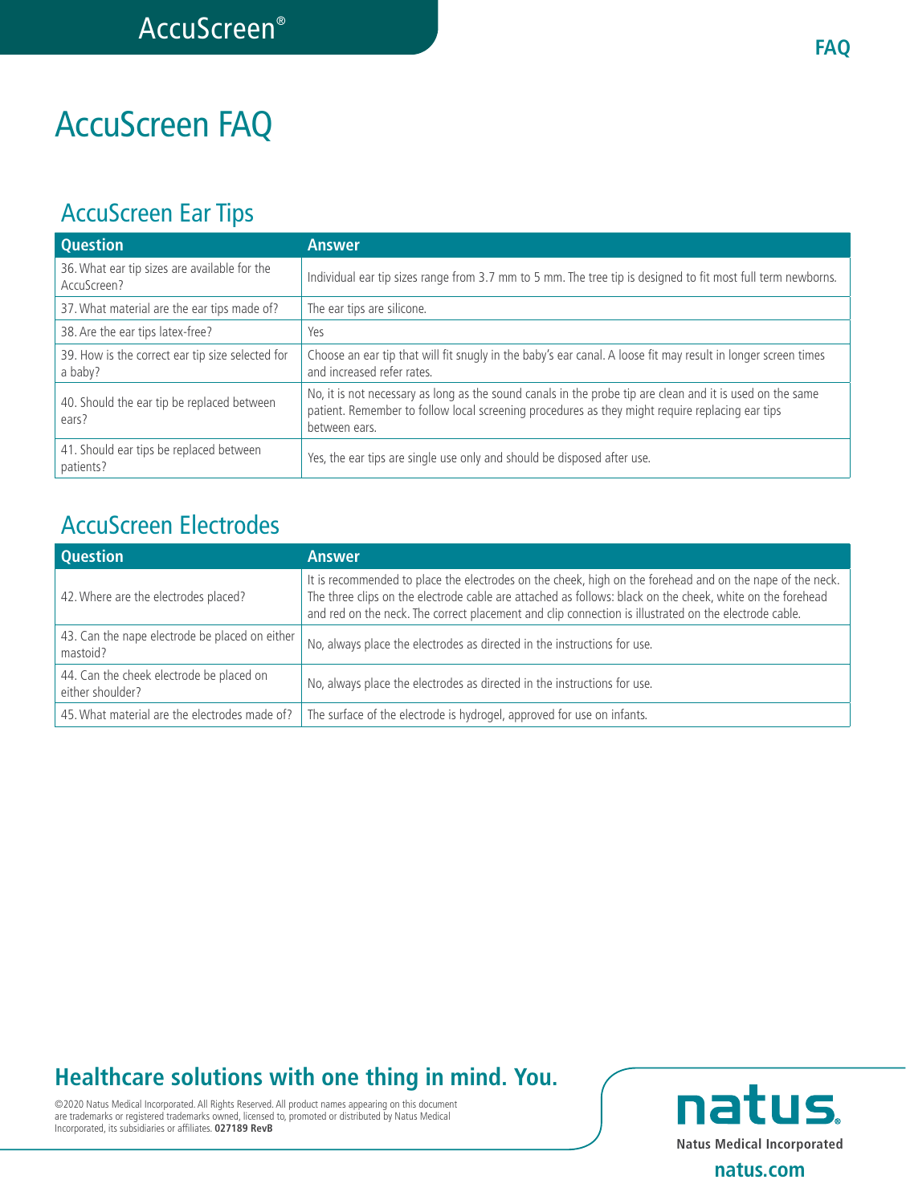# AccuScreen FAQ

## AccuScreen Ear Tips

| Question | Answer |
| --- | --- |
| 36. What ear tip sizes are available for the AccuScreen? | Individual ear tip sizes range from 3.7 mm to 5 mm. The tree tip is designed to fit most full term newborns. |
| 37. What material are the ear tips made of? | The ear tips are silicone. |
| 38. Are the ear tips latex-free? | Yes |
| 39. How is the correct ear tip size selected for a baby? | Choose an ear tip that will fit snugly in the baby's ear canal. A loose fit may result in longer screen times and increased refer rates. |
| 40. Should the ear tip be replaced between ears? | No, it is not necessary as long as the sound canals in the probe tip are clean and it is used on the same patient. Remember to follow local screening procedures as they might require replacing ear tips between ears. |
| 41. Should ear tips be replaced between patients? | Yes, the ear tips are single use only and should be disposed after use. |

## AccuScreen Electrodes

| Question | Answer |
| --- | --- |
| 42. Where are the electrodes placed? | It is recommended to place the electrodes on the cheek, high on the forehead and on the nape of the neck. The three clips on the electrode cable are attached as follows: black on the cheek, white on the forehead and red on the neck. The correct placement and clip connection is illustrated on the electrode cable. |
| 43. Can the nape electrode be placed on either mastoid? | No, always place the electrodes as directed in the instructions for use. |
| 44. Can the cheek electrode be placed on either shoulder? | No, always place the electrodes as directed in the instructions for use. |
| 45. What material are the electrodes made of? | The surface of the electrode is hydrogel, approved for use on infants. |

**Healthcare solutions with one thing in mind. You.**

©2020 Natus Medical Incorporated. All Rights Reserved. All product names appearing on this document are trademarks or registered trademarks owned, licensed to, promoted or distributed by Natus Medical Incorporated, its subsidiaries or affiliates. **027189 RevB**

natus

Natus Medical Incorporated

natus.com